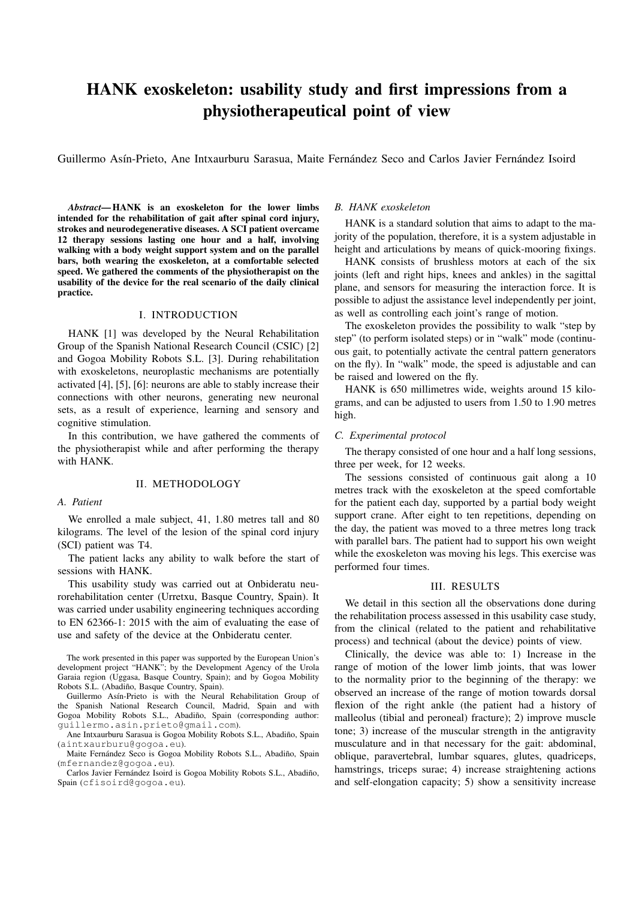# HANK exoskeleton: usability study and first impressions from a physiotherapeutical point of view

Guillermo Asín-Prieto, Ane Intxaurburu Sarasua, Maite Fernández Seco and Carlos Javier Fernández Isoird

***Abstract*— HANK is an exoskeleton for the lower limbs intended for the rehabilitation of gait after spinal cord injury, strokes and neurodegenerative diseases. A SCI patient overcame 12 therapy sessions lasting one hour and a half, involving walking with a body weight support system and on the parallel bars, both wearing the exoskeleton, at a comfortable selected speed. We gathered the comments of the physiotherapist on the usability of the device for the real scenario of the daily clinical practice.**

## I. INTRODUCTION

HANK [1] was developed by the Neural Rehabilitation Group of the Spanish National Research Council (CSIC) [2] and Gogoa Mobility Robots S.L. [3]. During rehabilitation with exoskeletons, neuroplastic mechanisms are potentially activated [4], [5], [6]: neurons are able to stably increase their connections with other neurons, generating new neuronal sets, as a result of experience, learning and sensory and cognitive stimulation.

In this contribution, we have gathered the comments of the physiotherapist while and after performing the therapy with HANK.

## II. METHODOLOGY

### A. Patient

We enrolled a male subject, 41, 1.80 metres tall and 80 kilograms. The level of the lesion of the spinal cord injury (SCI) patient was T4.

The patient lacks any ability to walk before the start of sessions with HANK.

This usability study was carried out at Onbideratu neurorehabilitation center (Urretxu, Basque Country, Spain). It was carried under usability engineering techniques according to EN 62366-1: 2015 with the aim of evaluating the ease of use and safety of the device at the Onbideratu center.

The work presented in this paper was supported by the European Union's development project "HANK"; by the Development Agency of the Urola Garaia region (Uggasa, Basque Country, Spain); and by Gogoa Mobility Robots S.L. (Abadiño, Basque Country, Spain).

Guillermo Asín-Prieto is with the Neural Rehabilitation Group of the Spanish National Research Council, Madrid, Spain and with Gogoa Mobility Robots S.L., Abadiño, Spain (corresponding author: guillermo.asin.prieto@gmail.com).

Ane Intxaurburu Sarasua is Gogoa Mobility Robots S.L., Abadiño, Spain (aintxaurburu@gogoa.eu).

Maite Fernández Seco is Gogoa Mobility Robots S.L., Abadiño, Spain (mfernandez@gogoa.eu).

Carlos Javier Fernández Isoird is Gogoa Mobility Robots S.L., Abadiño, Spain (cfisoird@gogoa.eu).

### B. HANK exoskeleton

HANK is a standard solution that aims to adapt to the majority of the population, therefore, it is a system adjustable in height and articulations by means of quick-mooring fixings.

HANK consists of brushless motors at each of the six joints (left and right hips, knees and ankles) in the sagittal plane, and sensors for measuring the interaction force. It is possible to adjust the assistance level independently per joint, as well as controlling each joint's range of motion.

The exoskeleton provides the possibility to walk "step by step" (to perform isolated steps) or in "walk" mode (continuous gait, to potentially activate the central pattern generators on the fly). In "walk" mode, the speed is adjustable and can be raised and lowered on the fly.

HANK is 650 millimetres wide, weights around 15 kilograms, and can be adjusted to users from 1.50 to 1.90 metres high.

### C. Experimental protocol

The therapy consisted of one hour and a half long sessions, three per week, for 12 weeks.

The sessions consisted of continuous gait along a 10 metres track with the exoskeleton at the speed comfortable for the patient each day, supported by a partial body weight support crane. After eight to ten repetitions, depending on the day, the patient was moved to a three metres long track with parallel bars. The patient had to support his own weight while the exoskeleton was moving his legs. This exercise was performed four times.

## III. RESULTS

We detail in this section all the observations done during the rehabilitation process assessed in this usability case study, from the clinical (related to the patient and rehabilitative process) and technical (about the device) points of view.

Clinically, the device was able to: 1) Increase in the range of motion of the lower limb joints, that was lower to the normality prior to the beginning of the therapy: we observed an increase of the range of motion towards dorsal flexion of the right ankle (the patient had a history of malleolus (tibial and peroneal) fracture); 2) improve muscle tone; 3) increase of the muscular strength in the antigravity musculature and in that necessary for the gait: abdominal, oblique, paravertebral, lumbar squares, glutes, quadriceps, hamstrings, triceps surae; 4) increase straightening actions and self-elongation capacity; 5) show a sensitivity increase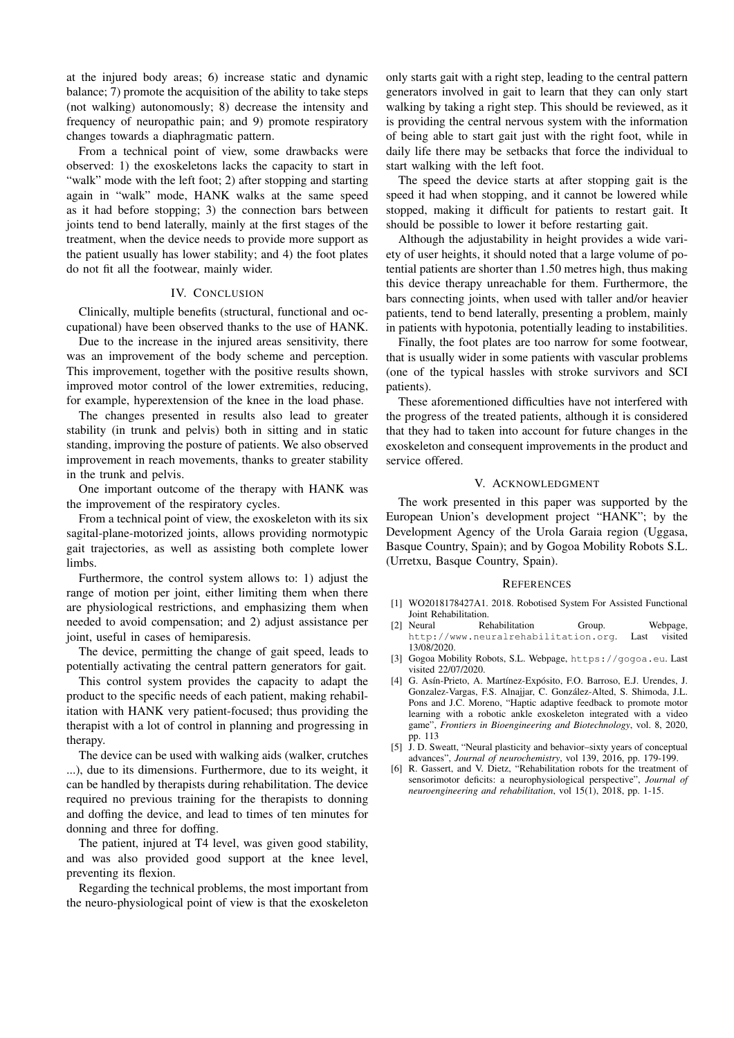at the injured body areas; 6) increase static and dynamic balance; 7) promote the acquisition of the ability to take steps (not walking) autonomously; 8) decrease the intensity and frequency of neuropathic pain; and 9) promote respiratory changes towards a diaphragmatic pattern.

From a technical point of view, some drawbacks were observed: 1) the exoskeletons lacks the capacity to start in "walk" mode with the left foot; 2) after stopping and starting again in "walk" mode, HANK walks at the same speed as it had before stopping; 3) the connection bars between joints tend to bend laterally, mainly at the first stages of the treatment, when the device needs to provide more support as the patient usually has lower stability; and 4) the foot plates do not fit all the footwear, mainly wider.

## IV. Conclusion

Clinically, multiple benefits (structural, functional and occupational) have been observed thanks to the use of HANK.

Due to the increase in the injured areas sensitivity, there was an improvement of the body scheme and perception. This improvement, together with the positive results shown, improved motor control of the lower extremities, reducing, for example, hyperextension of the knee in the load phase.

The changes presented in results also lead to greater stability (in trunk and pelvis) both in sitting and in static standing, improving the posture of patients. We also observed improvement in reach movements, thanks to greater stability in the trunk and pelvis.

One important outcome of the therapy with HANK was the improvement of the respiratory cycles.

From a technical point of view, the exoskeleton with its six sagital-plane-motorized joints, allows providing normotypic gait trajectories, as well as assisting both complete lower limbs.

Furthermore, the control system allows to: 1) adjust the range of motion per joint, either limiting them when there are physiological restrictions, and emphasizing them when needed to avoid compensation; and 2) adjust assistance per joint, useful in cases of hemiparesis.

The device, permitting the change of gait speed, leads to potentially activating the central pattern generators for gait.

This control system provides the capacity to adapt the product to the specific needs of each patient, making rehabilitation with HANK very patient-focused; thus providing the therapist with a lot of control in planning and progressing in therapy.

The device can be used with walking aids (walker, crutches ...), due to its dimensions. Furthermore, due to its weight, it can be handled by therapists during rehabilitation. The device required no previous training for the therapists to donning and doffing the device, and lead to times of ten minutes for donning and three for doffing.

The patient, injured at T4 level, was given good stability, and was also provided good support at the knee level, preventing its flexion.

Regarding the technical problems, the most important from the neuro-physiological point of view is that the exoskeleton only starts gait with a right step, leading to the central pattern generators involved in gait to learn that they can only start walking by taking a right step. This should be reviewed, as it is providing the central nervous system with the information of being able to start gait just with the right foot, while in daily life there may be setbacks that force the individual to start walking with the left foot.

The speed the device starts at after stopping gait is the speed it had when stopping, and it cannot be lowered while stopped, making it difficult for patients to restart gait. It should be possible to lower it before restarting gait.

Although the adjustability in height provides a wide variety of user heights, it should noted that a large volume of potential patients are shorter than 1.50 metres high, thus making this device therapy unreachable for them. Furthermore, the bars connecting joints, when used with taller and/or heavier patients, tend to bend laterally, presenting a problem, mainly in patients with hypotonia, potentially leading to instabilities.

Finally, the foot plates are too narrow for some footwear, that is usually wider in some patients with vascular problems (one of the typical hassles with stroke survivors and SCI patients).

These aforementioned difficulties have not interfered with the progress of the treated patients, although it is considered that they had to taken into account for future changes in the exoskeleton and consequent improvements in the product and service offered.

## V. Acknowledgment

The work presented in this paper was supported by the European Union's development project "HANK"; by the Development Agency of the Urola Garaia region (Uggasa, Basque Country, Spain); and by Gogoa Mobility Robots S.L. (Urretxu, Basque Country, Spain).

## References

[1] WO2018178427A1. 2018. Robotised System For Assisted Functional Joint Rehabilitation.

[2] Neural Rehabilitation Group. Webpage, http://www.neuralrehabilitation.org. Last visited 13/08/2020.

[3] Gogoa Mobility Robots, S.L. Webpage, https://gogoa.eu. Last visited 22/07/2020.

[4] G. Asín-Prieto, A. Martínez-Expósito, F.O. Barroso, E.J. Urendes, J. Gonzalez-Vargas, F.S. Alnajjar, C. González-Alted, S. Shimoda, J.L. Pons and J.C. Moreno, "Haptic adaptive feedback to promote motor learning with a robotic ankle exoskeleton integrated with a video game", *Frontiers in Bioengineering and Biotechnology*, vol. 8, 2020, pp. 113

[5] J. D. Sweatt, "Neural plasticity and behavior–sixty years of conceptual advances", *Journal of neurochemistry*, vol 139, 2016, pp. 179-199.

[6] R. Gassert, and V. Dietz, "Rehabilitation robots for the treatment of sensorimotor deficits: a neurophysiological perspective", *Journal of neuroengineering and rehabilitation*, vol 15(1), 2018, pp. 1-15.